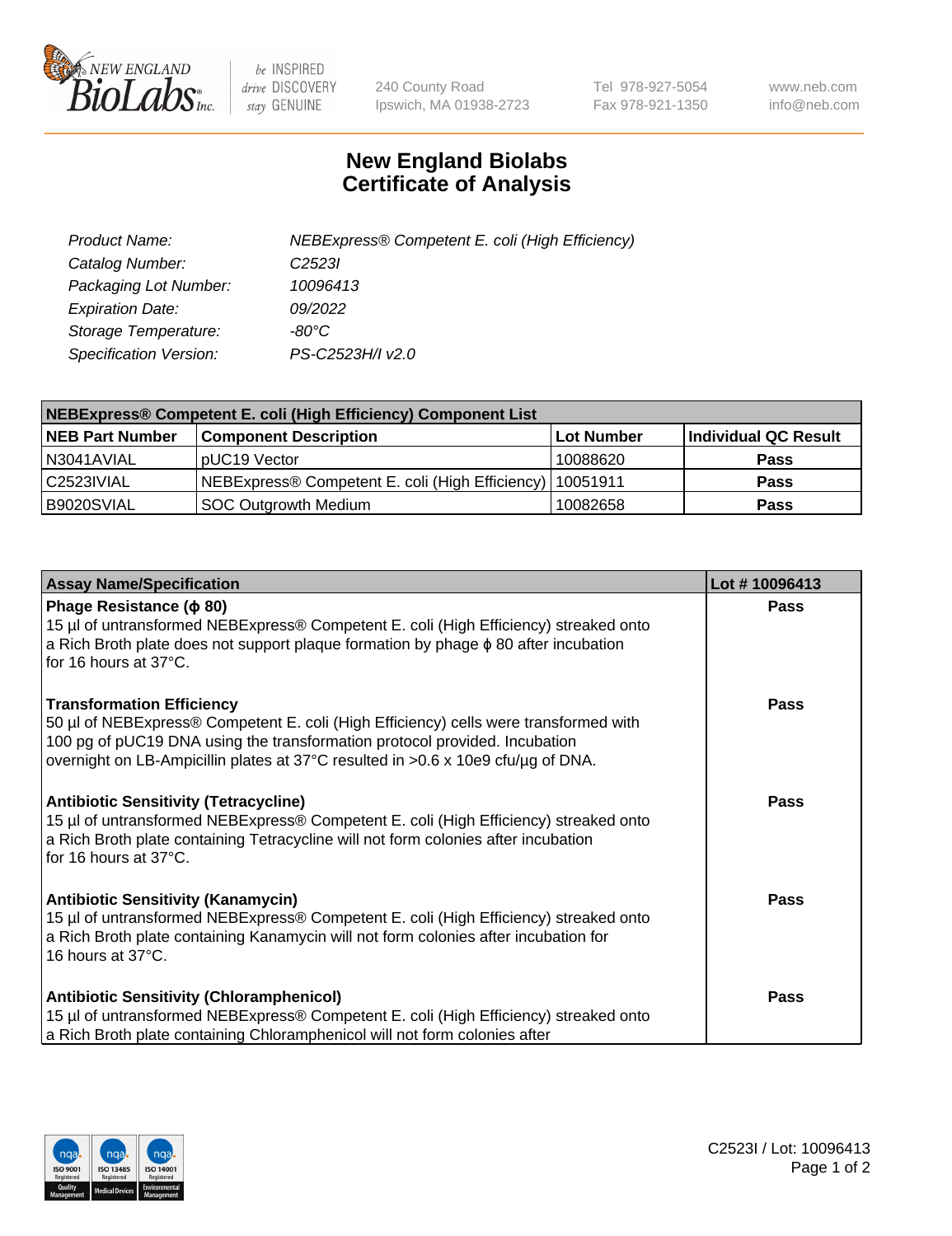240 County Road
Ipswich, MA 01938-2723

Tel 978-927-5054
Fax 978-921-1350

www.neb.com
info@neb.com

# New England Biolabs
# Certificate of Analysis

| | |
|---|---|
| *Product Name:* | *NEBExpress® Competent E. coli (High Efficiency)* |
| *Catalog Number:* | *C2523I* |
| *Packaging Lot Number:* | *10096413* |
| *Expiration Date:* | *09/2022* |
| *Storage Temperature:* | *-80°C* |
| *Specification Version:* | *PS-C2523H/I v2.0* |

| NEBExpress® Competent E. coli (High Efficiency) Component List | | | |
|---|---|---|---|
| **NEB Part Number** | **Component Description** | **Lot Number** | **Individual QC Result** |
| N3041AVIAL | pUC19 Vector | 10088620 | **Pass** |
| C2523IVIAL | NEBExpress® Competent E. coli (High Efficiency) | 10051911 | **Pass** |
| B9020SVIAL | SOC Outgrowth Medium | 10082658 | **Pass** |

| Assay Name/Specification | Lot # 10096413 |
|---|---|
| **Phage Resistance (ϕ 80)**<br>15 µl of untransformed NEBExpress® Competent E. coli (High Efficiency) streaked onto a Rich Broth plate does not support plaque formation by phage ϕ 80 after incubation for 16 hours at 37°C. | **Pass** |
| **Transformation Efficiency**<br>50 µl of NEBExpress® Competent E. coli (High Efficiency) cells were transformed with 100 pg of pUC19 DNA using the transformation protocol provided. Incubation overnight on LB-Ampicillin plates at 37°C resulted in >0.6 x 10e9 cfu/µg of DNA. | **Pass** |
| **Antibiotic Sensitivity (Tetracycline)**<br>15 µl of untransformed NEBExpress® Competent E. coli (High Efficiency) streaked onto a Rich Broth plate containing Tetracycline will not form colonies after incubation for 16 hours at 37°C. | **Pass** |
| **Antibiotic Sensitivity (Kanamycin)**<br>15 µl of untransformed NEBExpress® Competent E. coli (High Efficiency) streaked onto a Rich Broth plate containing Kanamycin will not form colonies after incubation for 16 hours at 37°C. | **Pass** |
| **Antibiotic Sensitivity (Chloramphenicol)**<br>15 µl of untransformed NEBExpress® Competent E. coli (High Efficiency) streaked onto a Rich Broth plate containing Chloramphenicol will not form colonies after | **Pass** |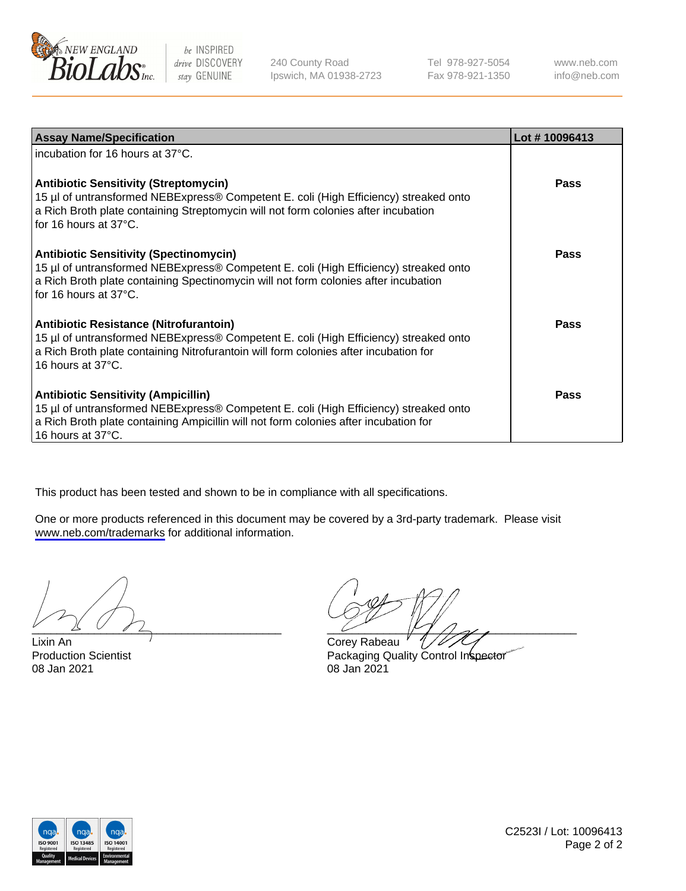| Assay Name/Specification | Lot # 10096413 |
| --- | --- |
| incubation for 16 hours at 37°C. | |
| **Antibiotic Sensitivity (Streptomycin)**<br>15 µl of untransformed NEBExpress® Competent E. coli (High Efficiency) streaked onto a Rich Broth plate containing Streptomycin will not form colonies after incubation for 16 hours at 37°C. | **Pass** |
| **Antibiotic Sensitivity (Spectinomycin)**<br>15 µl of untransformed NEBExpress® Competent E. coli (High Efficiency) streaked onto a Rich Broth plate containing Spectinomycin will not form colonies after incubation for 16 hours at 37°C. | **Pass** |
| **Antibiotic Resistance (Nitrofurantoin)**<br>15 µl of untransformed NEBExpress® Competent E. coli (High Efficiency) streaked onto a Rich Broth plate containing Nitrofurantoin will form colonies after incubation for 16 hours at 37°C. | **Pass** |
| **Antibiotic Sensitivity (Ampicillin)**<br>15 µl of untransformed NEBExpress® Competent E. coli (High Efficiency) streaked onto a Rich Broth plate containing Ampicillin will not form colonies after incubation for 16 hours at 37°C. | **Pass** |

This product has been tested and shown to be in compliance with all specifications.

One or more products referenced in this document may be covered by a 3rd-party trademark. Please visit www.neb.com/trademarks for additional information.

Lixin An
Production Scientist
08 Jan 2021

Corey Rabeau
Packaging Quality Control Inspector
08 Jan 2021

C2523I / Lot: 10096413